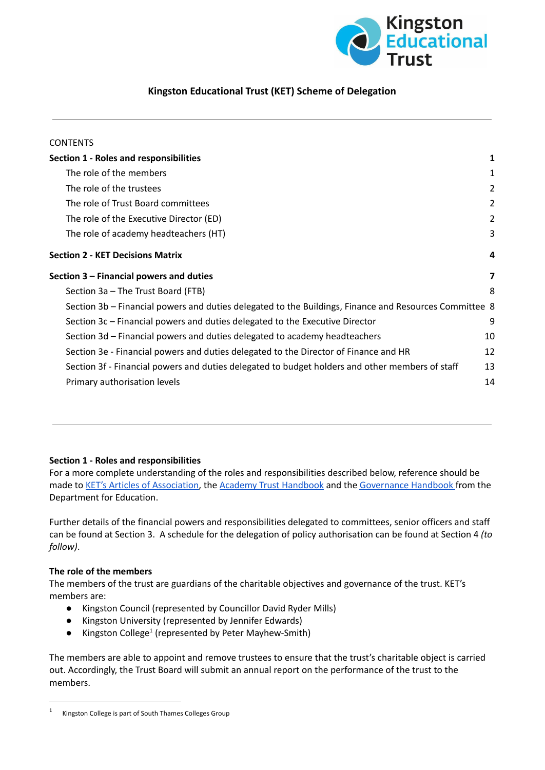# Kingston Educational Trust (KET) Scheme of Delegation

CONTENTS

| | |
|---|---|
| **Section 1 - Roles and responsibilities** | **1** |
| The role of the members | 1 |
| The role of the trustees | 2 |
| The role of Trust Board committees | 2 |
| The role of the Executive Director (ED) | 2 |
| The role of academy headteachers (HT) | 3 |
| **Section 2 - KET Decisions Matrix** | **4** |
| **Section 3 – Financial powers and duties** | **7** |
| Section 3a – The Trust Board (FTB) | 8 |
| Section 3b – Financial powers and duties delegated to the Buildings, Finance and Resources Committee | 8 |
| Section 3c – Financial powers and duties delegated to the Executive Director | 9 |
| Section 3d – Financial powers and duties delegated to academy headteachers | 10 |
| Section 3e - Financial powers and duties delegated to the Director of Finance and HR | 12 |
| Section 3f - Financial powers and duties delegated to budget holders and other members of staff | 13 |
| Primary authorisation levels | 14 |

---

## Section 1 - Roles and responsibilities

For a more complete understanding of the roles and responsibilities described below, reference should be made to KET's Articles of Association, the Academy Trust Handbook and the Governance Handbook from the Department for Education.

Further details of the financial powers and responsibilities delegated to committees, senior officers and staff can be found at Section 3. A schedule for the delegation of policy authorisation can be found at Section 4 *(to follow)*.

### The role of the members

The members of the trust are guardians of the charitable objectives and governance of the trust. KET's members are:

- Kingston Council (represented by Councillor David Ryder Mills)
- Kingston University (represented by Jennifer Edwards)
- Kingston College[1] (represented by Peter Mayhew-Smith)

The members are able to appoint and remove trustees to ensure that the trust's charitable object is carried out. Accordingly, the Trust Board will submit an annual report on the performance of the trust to the members.

---

[1] Kingston College is part of South Thames Colleges Group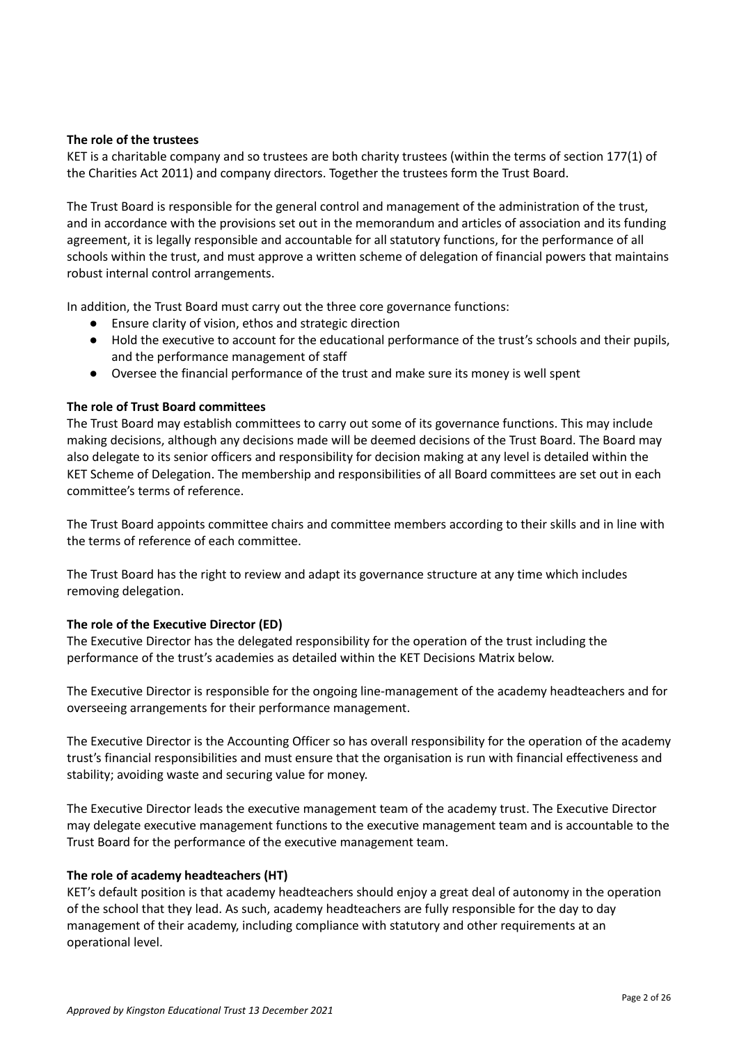**The role of the trustees**

KET is a charitable company and so trustees are both charity trustees (within the terms of section 177(1) of the Charities Act 2011) and company directors. Together the trustees form the Trust Board.

The Trust Board is responsible for the general control and management of the administration of the trust, and in accordance with the provisions set out in the memorandum and articles of association and its funding agreement, it is legally responsible and accountable for all statutory functions, for the performance of all schools within the trust, and must approve a written scheme of delegation of financial powers that maintains robust internal control arrangements.

In addition, the Trust Board must carry out the three core governance functions:

- Ensure clarity of vision, ethos and strategic direction
- Hold the executive to account for the educational performance of the trust's schools and their pupils, and the performance management of staff
- Oversee the financial performance of the trust and make sure its money is well spent

**The role of Trust Board committees**

The Trust Board may establish committees to carry out some of its governance functions. This may include making decisions, although any decisions made will be deemed decisions of the Trust Board. The Board may also delegate to its senior officers and responsibility for decision making at any level is detailed within the KET Scheme of Delegation. The membership and responsibilities of all Board committees are set out in each committee's terms of reference.

The Trust Board appoints committee chairs and committee members according to their skills and in line with the terms of reference of each committee.

The Trust Board has the right to review and adapt its governance structure at any time which includes removing delegation.

**The role of the Executive Director (ED)**

The Executive Director has the delegated responsibility for the operation of the trust including the performance of the trust's academies as detailed within the KET Decisions Matrix below.

The Executive Director is responsible for the ongoing line-management of the academy headteachers and for overseeing arrangements for their performance management.

The Executive Director is the Accounting Officer so has overall responsibility for the operation of the academy trust's financial responsibilities and must ensure that the organisation is run with financial effectiveness and stability; avoiding waste and securing value for money.

The Executive Director leads the executive management team of the academy trust. The Executive Director may delegate executive management functions to the executive management team and is accountable to the Trust Board for the performance of the executive management team.

**The role of academy headteachers (HT)**

KET's default position is that academy headteachers should enjoy a great deal of autonomy in the operation of the school that they lead. As such, academy headteachers are fully responsible for the day to day management of their academy, including compliance with statutory and other requirements at an operational level.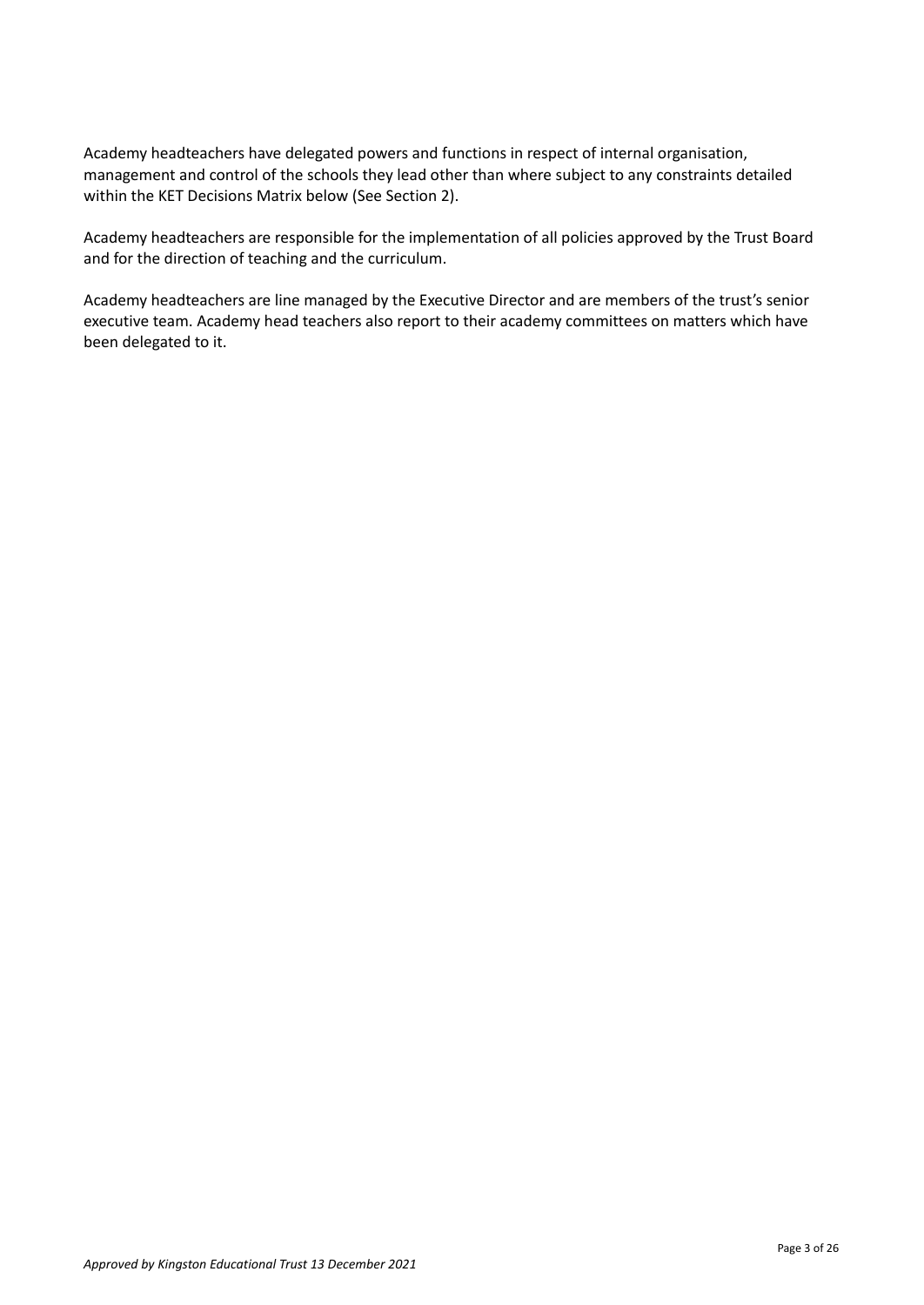Academy headteachers have delegated powers and functions in respect of internal organisation, management and control of the schools they lead other than where subject to any constraints detailed within the KET Decisions Matrix below (See Section 2).

Academy headteachers are responsible for the implementation of all policies approved by the Trust Board and for the direction of teaching and the curriculum.

Academy headteachers are line managed by the Executive Director and are members of the trust's senior executive team. Academy head teachers also report to their academy committees on matters which have been delegated to it.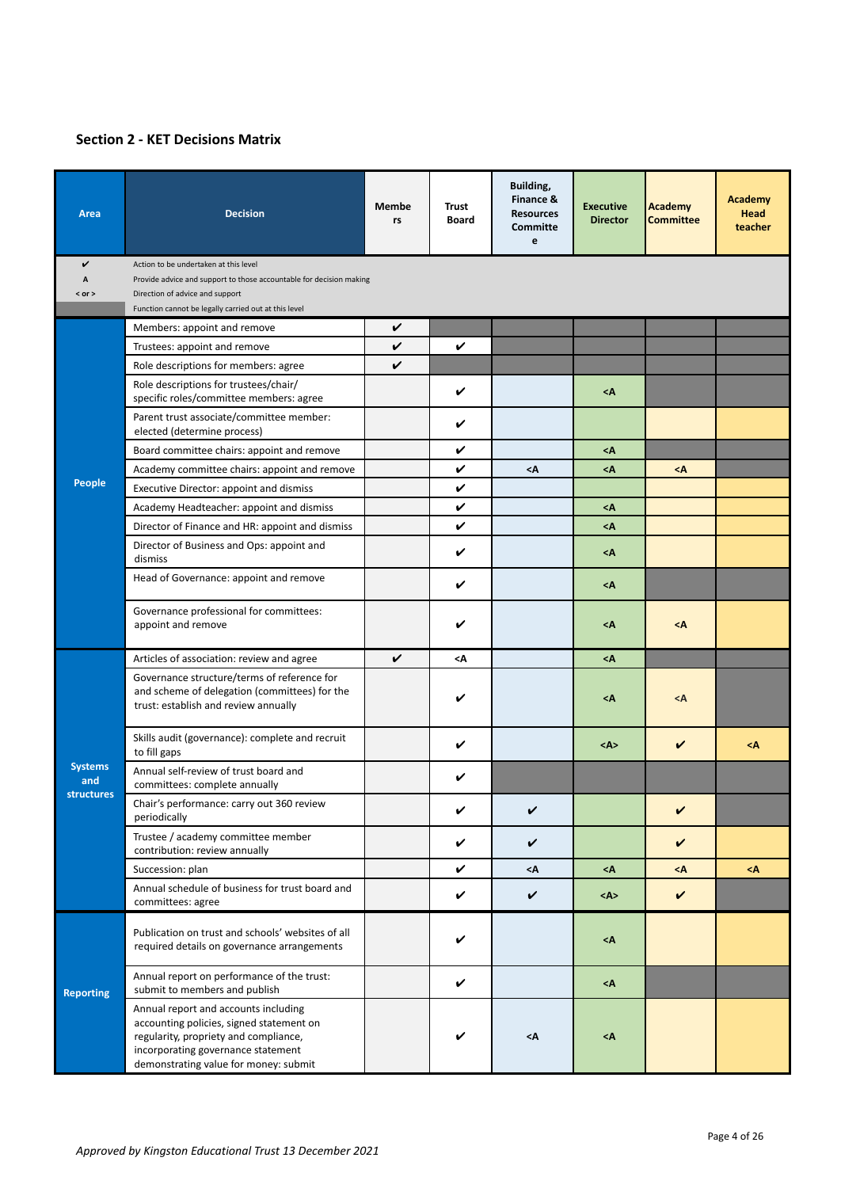## Section 2 - KET Decisions Matrix

| Area | Decision | Members | Trust Board | Building, Finance & Resources Committee | Executive Director | Academy Committee | Academy Head teacher |
|---|---|---|---|---|---|---|---|
| ✔ | Action to be undertaken at this level | | | | | | |
| A | Provide advice and support to those accountable for decision making | | | | | | |
| < or > | Direction of advice and support | | | | | | |
| | Function cannot be legally carried out at this level | | | | | | |
| People | Members: appoint and remove | ✔ | | | | | |
| | Trustees: appoint and remove | ✔ | ✔ | | | | |
| | Role descriptions for members: agree | ✔ | | | | | |
| | Role descriptions for trustees/chair/ specific roles/committee members: agree | | ✔ | | <A | | |
| | Parent trust associate/committee member: elected (determine process) | | ✔ | | | | |
| | Board committee chairs: appoint and remove | | ✔ | | <A | | |
| | Academy committee chairs: appoint and remove | | ✔ | <A | <A | <A | |
| | Executive Director: appoint and dismiss | | ✔ | | | | |
| | Academy Headteacher: appoint and dismiss | | ✔ | | <A | | |
| | Director of Finance and HR: appoint and dismiss | | ✔ | | <A | | |
| | Director of Business and Ops: appoint and dismiss | | ✔ | | <A | | |
| | Head of Governance: appoint and remove | | ✔ | | <A | | |
| | Governance professional for committees: appoint and remove | | ✔ | | <A | <A | |
| Systems and structures | Articles of association: review and agree | ✔ | <A | | <A | | |
| | Governance structure/terms of reference for and scheme of delegation (committees) for the trust: establish and review annually | | ✔ | | <A | <A | |
| | Skills audit (governance): complete and recruit to fill gaps | | ✔ | | <A> | ✔ | <A |
| | Annual self-review of trust board and committees: complete annually | | ✔ | | | | |
| | Chair's performance: carry out 360 review periodically | | ✔ | ✔ | | ✔ | |
| | Trustee / academy committee member contribution: review annually | | ✔ | ✔ | | ✔ | |
| | Succession: plan | | ✔ | <A | <A | <A | <A |
| | Annual schedule of business for trust board and committees: agree | | ✔ | ✔ | <A> | ✔ | |
| Reporting | Publication on trust and schools' websites of all required details on governance arrangements | | ✔ | | <A | | |
| | Annual report on performance of the trust: submit to members and publish | | ✔ | | <A | | |
| | Annual report and accounts including accounting policies, signed statement on regularity, propriety and compliance, incorporating governance statement demonstrating value for money: submit | | ✔ | <A | <A | | |

*Approved by Kingston Educational Trust 13 December 2021*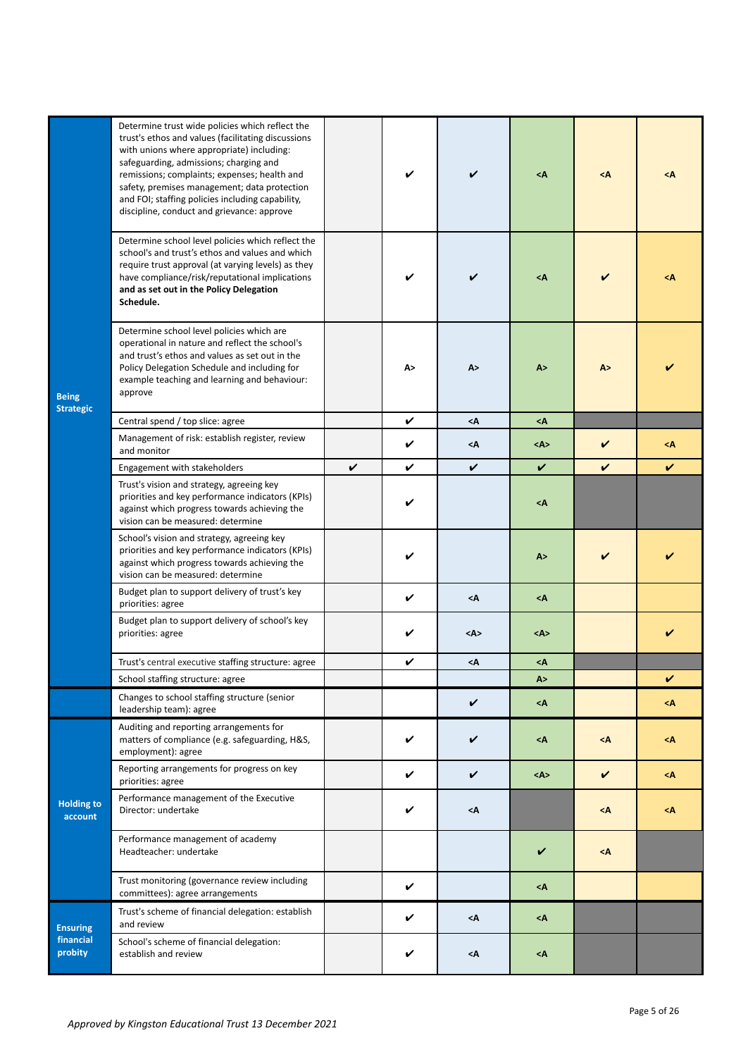| | | | | | | | |
|---|---|---|---|---|---|---|---|
| **Being Strategic** | Determine trust wide policies which reflect the trust's ethos and values (facilitating discussions with unions where appropriate) including: safeguarding, admissions; charging and remissions; complaints; expenses; health and safety, premises management; data protection and FOI; staffing policies including capability, discipline, conduct and grievance: approve | | ✔ | ✔ | <A | <A | <A |
| | Determine school level policies which reflect the school's and trust's ethos and values and which require trust approval (at varying levels) as they have compliance/risk/reputational implications **and as set out in the Policy Delegation Schedule.** | | ✔ | ✔ | <A | ✔ | <A |
| | Determine school level policies which are operational in nature and reflect the school's and trust's ethos and values as set out in the Policy Delegation Schedule and including for example teaching and learning and behaviour: approve | | A> | A> | A> | A> | ✔ |
| | Central spend / top slice: agree | | ✔ | <A | <A | | |
| | Management of risk: establish register, review and monitor | | ✔ | <A | <A> | ✔ | <A |
| | Engagement with stakeholders | ✔ | ✔ | ✔ | ✔ | ✔ | ✔ |
| | Trust's vision and strategy, agreeing key priorities and key performance indicators (KPIs) against which progress towards achieving the vision can be measured: determine | | ✔ | | <A | | |
| | School's vision and strategy, agreeing key priorities and key performance indicators (KPIs) against which progress towards achieving the vision can be measured: determine | | ✔ | | A> | ✔ | ✔ |
| | Budget plan to support delivery of trust's key priorities: agree | | ✔ | <A | <A | | |
| | Budget plan to support delivery of school's key priorities: agree | | ✔ | <A> | <A> | | ✔ |
| | Trust's central executive staffing structure: agree | | ✔ | <A | <A | | |
| | School staffing structure: agree | | | | A> | | ✔ |
| | Changes to school staffing structure (senior leadership team): agree | | | ✔ | <A | | <A |
| **Holding to account** | Auditing and reporting arrangements for matters of compliance (e.g. safeguarding, H&S, employment): agree | | ✔ | ✔ | <A | <A | <A |
| | Reporting arrangements for progress on key priorities: agree | | ✔ | ✔ | <A> | ✔ | <A |
| | Performance management of the Executive Director: undertake | | ✔ | <A | | <A | <A |
| | Performance management of academy Headteacher: undertake | | | | ✔ | <A | |
| | Trust monitoring (governance review including committees): agree arrangements | | ✔ | | <A | | |
| **Ensuring financial probity** | Trust's scheme of financial delegation: establish and review | | ✔ | <A | <A | | |
| | School's scheme of financial delegation: establish and review | | ✔ | <A | <A | | |

*Approved by Kingston Educational Trust 13 December 2021*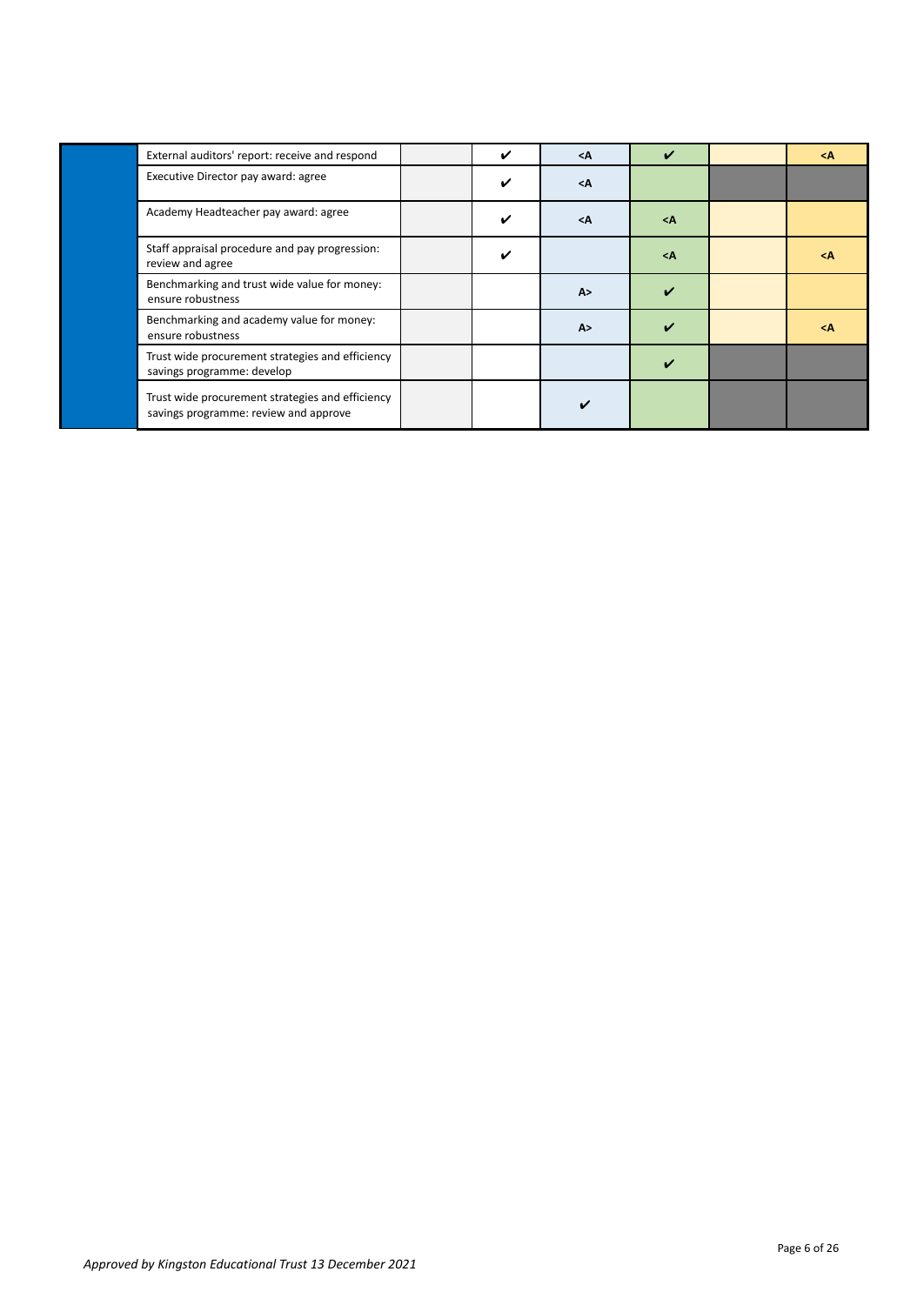| | | | | | | | |
|---|---|---|---|---|---|---|---|
| | External auditors' report: receive and respond | | ✔ | <A | ✔ | | <A |
| | Executive Director pay award: agree | | ✔ | <A | | | |
| | Academy Headteacher pay award: agree | | ✔ | <A | <A | | |
| | Staff appraisal procedure and pay progression: review and agree | | ✔ | | <A | | <A |
| | Benchmarking and trust wide value for money: ensure robustness | | | A> | ✔ | | |
| | Benchmarking and academy value for money: ensure robustness | | | A> | ✔ | | <A |
| | Trust wide procurement strategies and efficiency savings programme: develop | | | | ✔ | | |
| | Trust wide procurement strategies and efficiency savings programme: review and approve | | | ✔ | | | |

*Approved by Kingston Educational Trust 13 December 2021*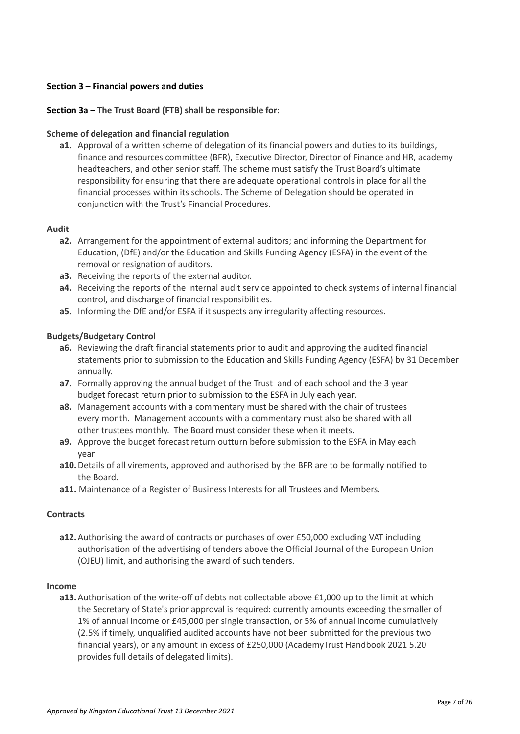**Section 3 – Financial powers and duties**

**Section 3a – The Trust Board (FTB) shall be responsible for:**

**Scheme of delegation and financial regulation**

- **a1.** Approval of a written scheme of delegation of its financial powers and duties to its buildings, finance and resources committee (BFR), Executive Director, Director of Finance and HR, academy headteachers, and other senior staff. The scheme must satisfy the Trust Board's ultimate responsibility for ensuring that there are adequate operational controls in place for all the financial processes within its schools. The Scheme of Delegation should be operated in conjunction with the Trust's Financial Procedures.

**Audit**

- **a2.** Arrangement for the appointment of external auditors; and informing the Department for Education, (DfE) and/or the Education and Skills Funding Agency (ESFA) in the event of the removal or resignation of auditors.
- **a3.** Receiving the reports of the external auditor.
- **a4.** Receiving the reports of the internal audit service appointed to check systems of internal financial control, and discharge of financial responsibilities.
- **a5.** Informing the DfE and/or ESFA if it suspects any irregularity affecting resources.

**Budgets/Budgetary Control**

- **a6.** Reviewing the draft financial statements prior to audit and approving the audited financial statements prior to submission to the Education and Skills Funding Agency (ESFA) by 31 December annually.
- **a7.** Formally approving the annual budget of the Trust and of each school and the 3 year budget forecast return prior to submission to the ESFA in July each year.
- **a8.** Management accounts with a commentary must be shared with the chair of trustees every month. Management accounts with a commentary must also be shared with all other trustees monthly. The Board must consider these when it meets.
- **a9.** Approve the budget forecast return outturn before submission to the ESFA in May each year.
- **a10.** Details of all virements, approved and authorised by the BFR are to be formally notified to the Board.
- **a11.** Maintenance of a Register of Business Interests for all Trustees and Members.

**Contracts**

- **a12.** Authorising the award of contracts or purchases of over £50,000 excluding VAT including authorisation of the advertising of tenders above the Official Journal of the European Union (OJEU) limit, and authorising the award of such tenders.

**Income**

- **a13.** Authorisation of the write-off of debts not collectable above £1,000 up to the limit at which the Secretary of State's prior approval is required: currently amounts exceeding the smaller of 1% of annual income or £45,000 per single transaction, or 5% of annual income cumulatively (2.5% if timely, unqualified audited accounts have not been submitted for the previous two financial years), or any amount in excess of £250,000 (AcademyTrust Handbook 2021 5.20 provides full details of delegated limits).

*Approved by Kingston Educational Trust 13 December 2021*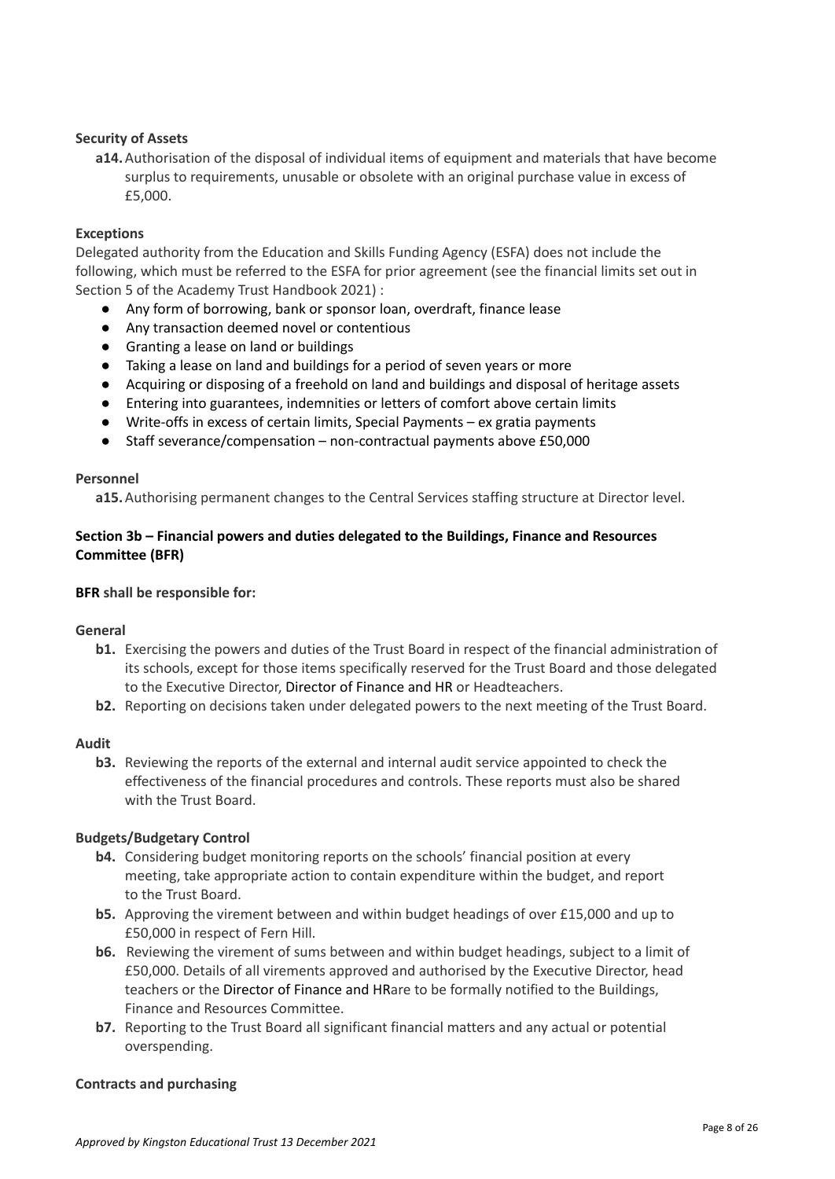**Security of Assets**

**a14.** Authorisation of the disposal of individual items of equipment and materials that have become surplus to requirements, unusable or obsolete with an original purchase value in excess of £5,000.

**Exceptions**

Delegated authority from the Education and Skills Funding Agency (ESFA) does not include the following, which must be referred to the ESFA for prior agreement (see the financial limits set out in Section 5 of the Academy Trust Handbook 2021) :

- Any form of borrowing, bank or sponsor loan, overdraft, finance lease
- Any transaction deemed novel or contentious
- Granting a lease on land or buildings
- Taking a lease on land and buildings for a period of seven years or more
- Acquiring or disposing of a freehold on land and buildings and disposal of heritage assets
- Entering into guarantees, indemnities or letters of comfort above certain limits
- Write-offs in excess of certain limits, Special Payments – ex gratia payments
- Staff severance/compensation – non-contractual payments above £50,000

**Personnel**

**a15.** Authorising permanent changes to the Central Services staffing structure at Director level.

### Section 3b – Financial powers and duties delegated to the Buildings, Finance and Resources Committee (BFR)

**BFR shall be responsible for:**

**General**

**b1.** Exercising the powers and duties of the Trust Board in respect of the financial administration of its schools, except for those items specifically reserved for the Trust Board and those delegated to the Executive Director, Director of Finance and HR or Headteachers.

**b2.** Reporting on decisions taken under delegated powers to the next meeting of the Trust Board.

**Audit**

**b3.** Reviewing the reports of the external and internal audit service appointed to check the effectiveness of the financial procedures and controls. These reports must also be shared with the Trust Board.

**Budgets/Budgetary Control**

**b4.** Considering budget monitoring reports on the schools' financial position at every meeting, take appropriate action to contain expenditure within the budget, and report to the Trust Board.

**b5.** Approving the virement between and within budget headings of over £15,000 and up to £50,000 in respect of Fern Hill.

**b6.** Reviewing the virement of sums between and within budget headings, subject to a limit of £50,000. Details of all virements approved and authorised by the Executive Director, head teachers or the Director of Finance and HRare to be formally notified to the Buildings, Finance and Resources Committee.

**b7.** Reporting to the Trust Board all significant financial matters and any actual or potential overspending.

**Contracts and purchasing**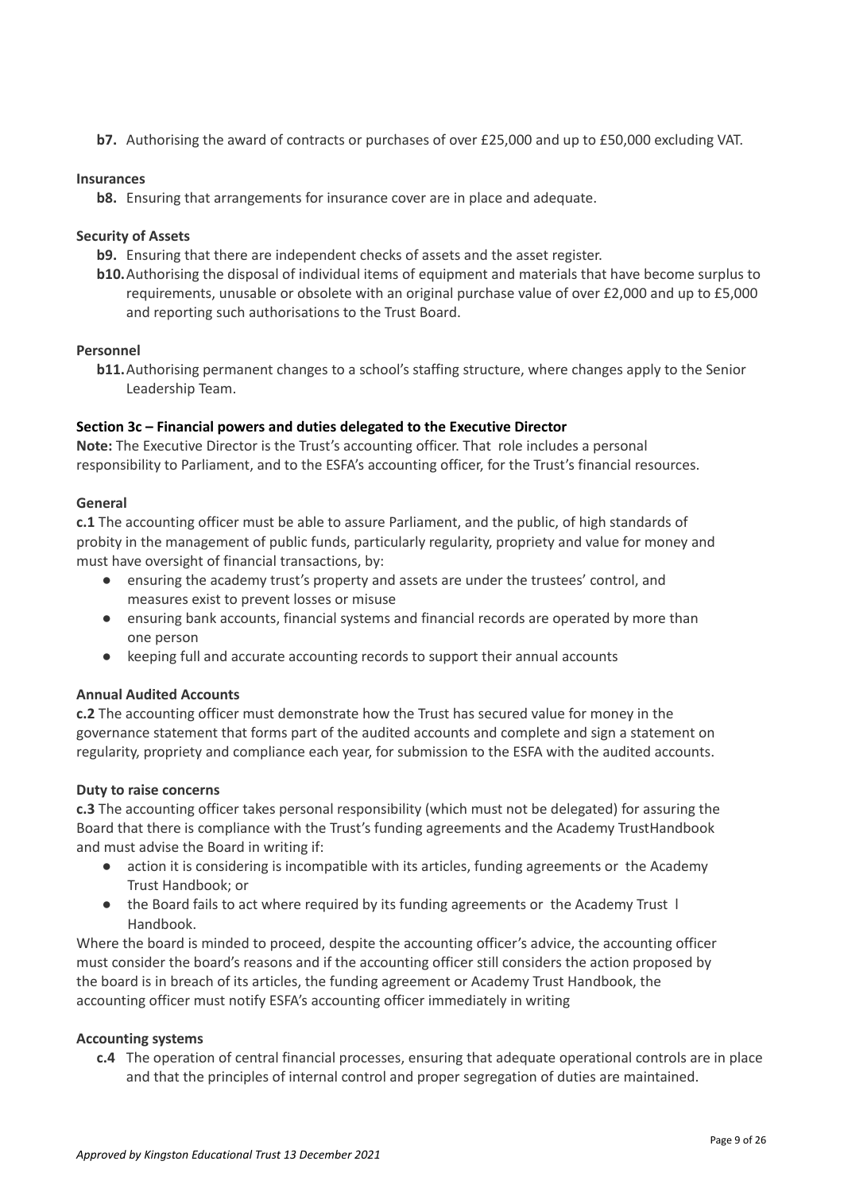**b7.** Authorising the award of contracts or purchases of over £25,000 and up to £50,000 excluding VAT.

**Insurances**

**b8.** Ensuring that arrangements for insurance cover are in place and adequate.

**Security of Assets**

**b9.** Ensuring that there are independent checks of assets and the asset register.

**b10.** Authorising the disposal of individual items of equipment and materials that have become surplus to requirements, unusable or obsolete with an original purchase value of over £2,000 and up to £5,000 and reporting such authorisations to the Trust Board.

**Personnel**

**b11.** Authorising permanent changes to a school's staffing structure, where changes apply to the Senior Leadership Team.

**Section 3c – Financial powers and duties delegated to the Executive Director**

**Note:** The Executive Director is the Trust's accounting officer. That role includes a personal responsibility to Parliament, and to the ESFA's accounting officer, for the Trust's financial resources.

**General**

**c.1** The accounting officer must be able to assure Parliament, and the public, of high standards of probity in the management of public funds, particularly regularity, propriety and value for money and must have oversight of financial transactions, by:

- ensuring the academy trust's property and assets are under the trustees' control, and measures exist to prevent losses or misuse
- ensuring bank accounts, financial systems and financial records are operated by more than one person
- keeping full and accurate accounting records to support their annual accounts

**Annual Audited Accounts**

**c.2** The accounting officer must demonstrate how the Trust has secured value for money in the governance statement that forms part of the audited accounts and complete and sign a statement on regularity, propriety and compliance each year, for submission to the ESFA with the audited accounts.

**Duty to raise concerns**

**c.3** The accounting officer takes personal responsibility (which must not be delegated) for assuring the Board that there is compliance with the Trust's funding agreements and the Academy TrustHandbook and must advise the Board in writing if:

- action it is considering is incompatible with its articles, funding agreements or the Academy Trust Handbook; or
- the Board fails to act where required by its funding agreements or the Academy Trust l Handbook.

Where the board is minded to proceed, despite the accounting officer's advice, the accounting officer must consider the board's reasons and if the accounting officer still considers the action proposed by the board is in breach of its articles, the funding agreement or Academy Trust Handbook, the accounting officer must notify ESFA's accounting officer immediately in writing

**Accounting systems**

**c.4** The operation of central financial processes, ensuring that adequate operational controls are in place and that the principles of internal control and proper segregation of duties are maintained.

*Approved by Kingston Educational Trust 13 December 2021*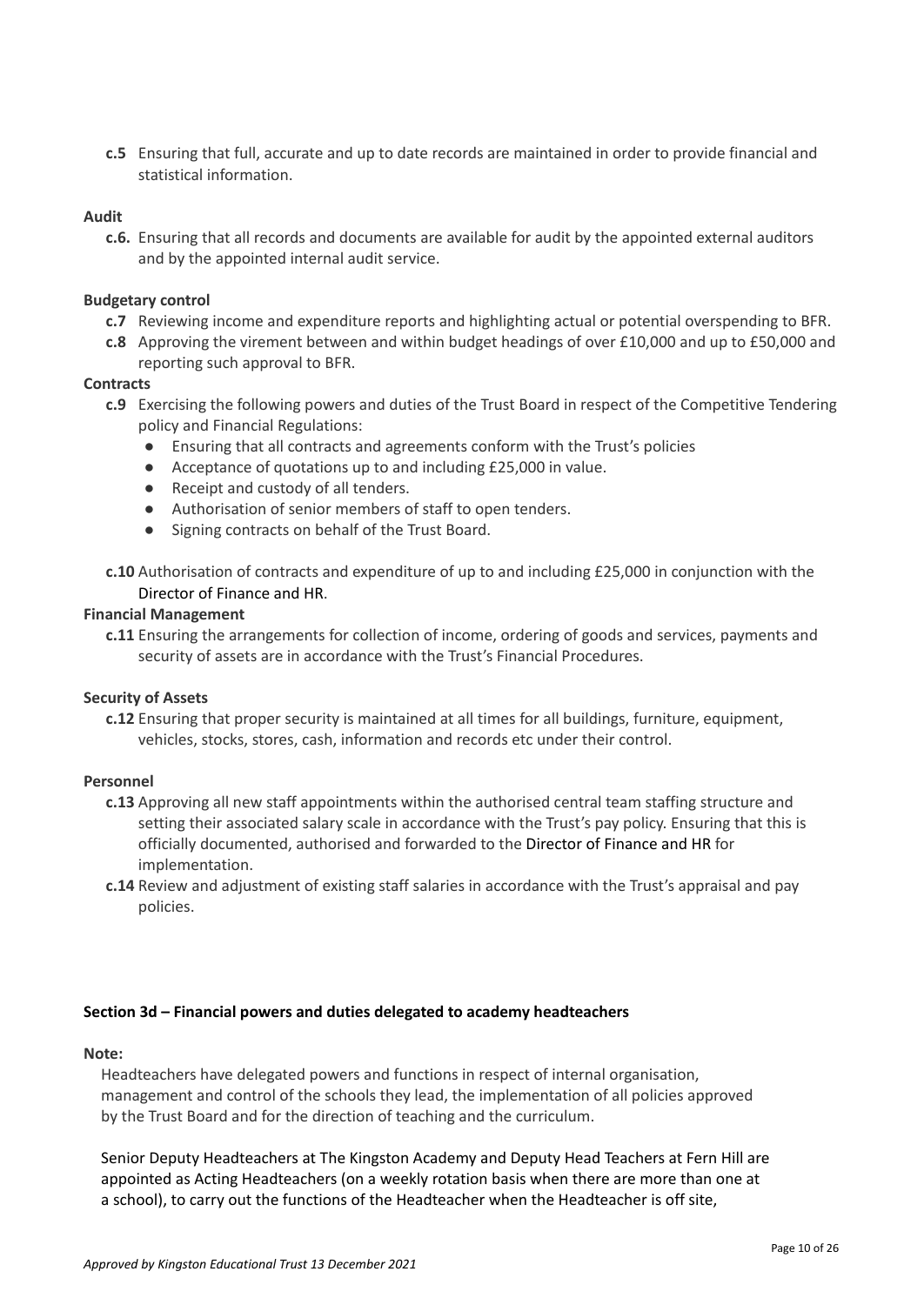**c.5** Ensuring that full, accurate and up to date records are maintained in order to provide financial and statistical information.

**Audit**

**c.6.** Ensuring that all records and documents are available for audit by the appointed external auditors and by the appointed internal audit service.

**Budgetary control**

**c.7** Reviewing income and expenditure reports and highlighting actual or potential overspending to BFR.

**c.8** Approving the virement between and within budget headings of over £10,000 and up to £50,000 and reporting such approval to BFR.

**Contracts**

**c.9** Exercising the following powers and duties of the Trust Board in respect of the Competitive Tendering policy and Financial Regulations:

- Ensuring that all contracts and agreements conform with the Trust's policies
- Acceptance of quotations up to and including £25,000 in value.
- Receipt and custody of all tenders.
- Authorisation of senior members of staff to open tenders.
- Signing contracts on behalf of the Trust Board.

**c.10** Authorisation of contracts and expenditure of up to and including £25,000 in conjunction with the Director of Finance and HR.

**Financial Management**

**c.11** Ensuring the arrangements for collection of income, ordering of goods and services, payments and security of assets are in accordance with the Trust's Financial Procedures.

**Security of Assets**

**c.12** Ensuring that proper security is maintained at all times for all buildings, furniture, equipment, vehicles, stocks, stores, cash, information and records etc under their control.

**Personnel**

**c.13** Approving all new staff appointments within the authorised central team staffing structure and setting their associated salary scale in accordance with the Trust's pay policy. Ensuring that this is officially documented, authorised and forwarded to the Director of Finance and HR for implementation.

**c.14** Review and adjustment of existing staff salaries in accordance with the Trust's appraisal and pay policies.

### Section 3d – Financial powers and duties delegated to academy headteachers

**Note:**

Headteachers have delegated powers and functions in respect of internal organisation, management and control of the schools they lead, the implementation of all policies approved by the Trust Board and for the direction of teaching and the curriculum.

Senior Deputy Headteachers at The Kingston Academy and Deputy Head Teachers at Fern Hill are appointed as Acting Headteachers (on a weekly rotation basis when there are more than one at a school), to carry out the functions of the Headteacher when the Headteacher is off site,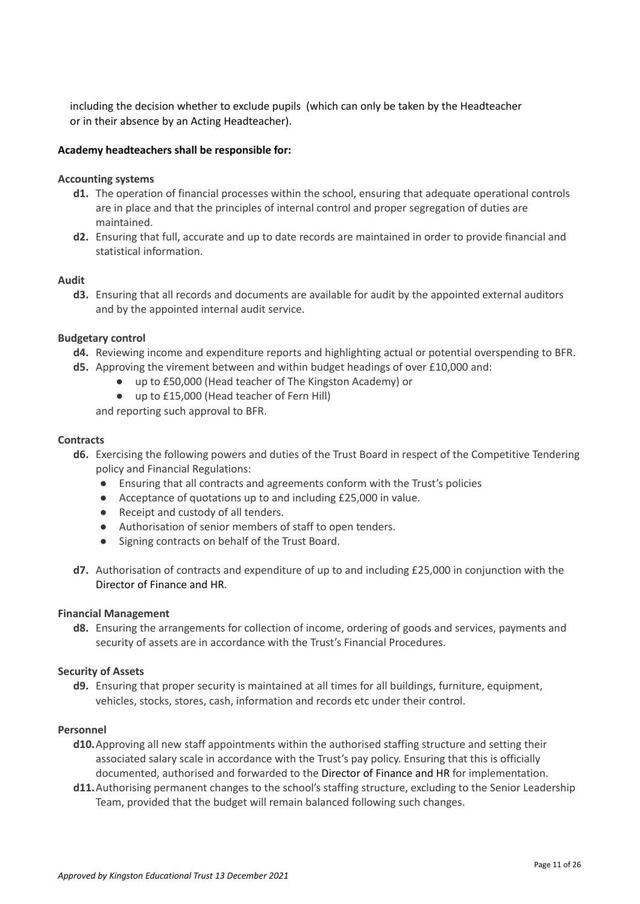including the decision whether to exclude pupils  (which can only be taken by the Headteacher or in their absence by an Acting Headteacher).

**Academy headteachers shall be responsible for:**

**Accounting systems**

- **d1.** The operation of financial processes within the school, ensuring that adequate operational controls are in place and that the principles of internal control and proper segregation of duties are maintained.
- **d2.** Ensuring that full, accurate and up to date records are maintained in order to provide financial and statistical information.

**Audit**

- **d3.** Ensuring that all records and documents are available for audit by the appointed external auditors and by the appointed internal audit service.

**Budgetary control**

- **d4.** Reviewing income and expenditure reports and highlighting actual or potential overspending to BFR.
- **d5.** Approving the virement between and within budget headings of over £10,000 and:
  - up to £50,000 (Head teacher of The Kingston Academy) or
  - up to £15,000 (Head teacher of Fern Hill)

  and reporting such approval to BFR.

**Contracts**

- **d6.** Exercising the following powers and duties of the Trust Board in respect of the Competitive Tendering policy and Financial Regulations:
  - Ensuring that all contracts and agreements conform with the Trust's policies
  - Acceptance of quotations up to and including £25,000 in value.
  - Receipt and custody of all tenders.
  - Authorisation of senior members of staff to open tenders.
  - Signing contracts on behalf of the Trust Board.
- **d7.** Authorisation of contracts and expenditure of up to and including £25,000 in conjunction with the Director of Finance and HR.

**Financial Management**

- **d8.** Ensuring the arrangements for collection of income, ordering of goods and services, payments and security of assets are in accordance with the Trust's Financial Procedures.

**Security of Assets**

- **d9.** Ensuring that proper security is maintained at all times for all buildings, furniture, equipment, vehicles, stocks, stores, cash, information and records etc under their control.

**Personnel**

- **d10.** Approving all new staff appointments within the authorised staffing structure and setting their associated salary scale in accordance with the Trust's pay policy. Ensuring that this is officially documented, authorised and forwarded to the Director of Finance and HR for implementation.
- **d11.** Authorising permanent changes to the school's staffing structure, excluding to the Senior Leadership Team, provided that the budget will remain balanced following such changes.

*Approved by Kingston Educational Trust 13 December 2021*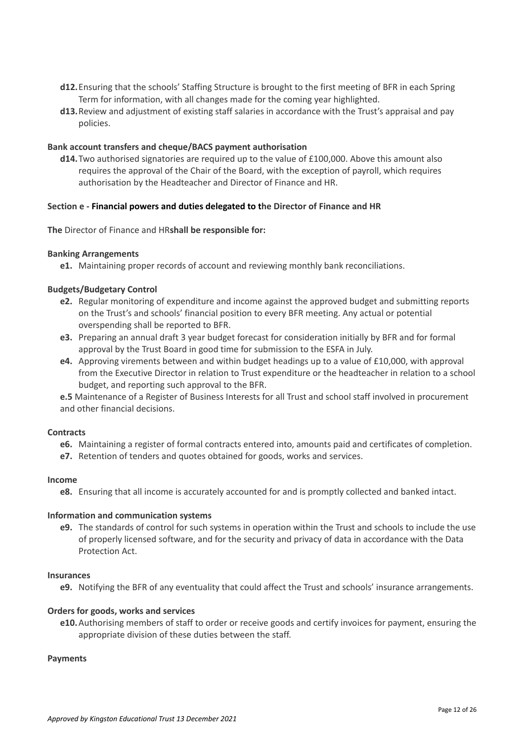- **d12.** Ensuring that the schools' Staffing Structure is brought to the first meeting of BFR in each Spring Term for information, with all changes made for the coming year highlighted.
- **d13.** Review and adjustment of existing staff salaries in accordance with the Trust's appraisal and pay policies.

**Bank account transfers and cheque/BACS payment authorisation**

- **d14.** Two authorised signatories are required up to the value of £100,000. Above this amount also requires the approval of the Chair of the Board, with the exception of payroll, which requires authorisation by the Headteacher and Director of Finance and HR.

**Section e - Financial powers and duties delegated to the Director of Finance and HR**

**The** Director of Finance and HR**shall be responsible for:**

**Banking Arrangements**

- **e1.** Maintaining proper records of account and reviewing monthly bank reconciliations.

**Budgets/Budgetary Control**

- **e2.** Regular monitoring of expenditure and income against the approved budget and submitting reports on the Trust's and schools' financial position to every BFR meeting. Any actual or potential overspending shall be reported to BFR.
- **e3.** Preparing an annual draft 3 year budget forecast for consideration initially by BFR and for formal approval by the Trust Board in good time for submission to the ESFA in July.
- **e4.** Approving virements between and within budget headings up to a value of £10,000, with approval from the Executive Director in relation to Trust expenditure or the headteacher in relation to a school budget, and reporting such approval to the BFR.

**e.5** Maintenance of a Register of Business Interests for all Trust and school staff involved in procurement and other financial decisions.

**Contracts**

- **e6.** Maintaining a register of formal contracts entered into, amounts paid and certificates of completion.
- **e7.** Retention of tenders and quotes obtained for goods, works and services.

**Income**

- **e8.** Ensuring that all income is accurately accounted for and is promptly collected and banked intact.

**Information and communication systems**

- **e9.** The standards of control for such systems in operation within the Trust and schools to include the use of properly licensed software, and for the security and privacy of data in accordance with the Data Protection Act.

**Insurances**

- **e9.** Notifying the BFR of any eventuality that could affect the Trust and schools' insurance arrangements.

**Orders for goods, works and services**

- **e10.** Authorising members of staff to order or receive goods and certify invoices for payment, ensuring the appropriate division of these duties between the staff.

**Payments**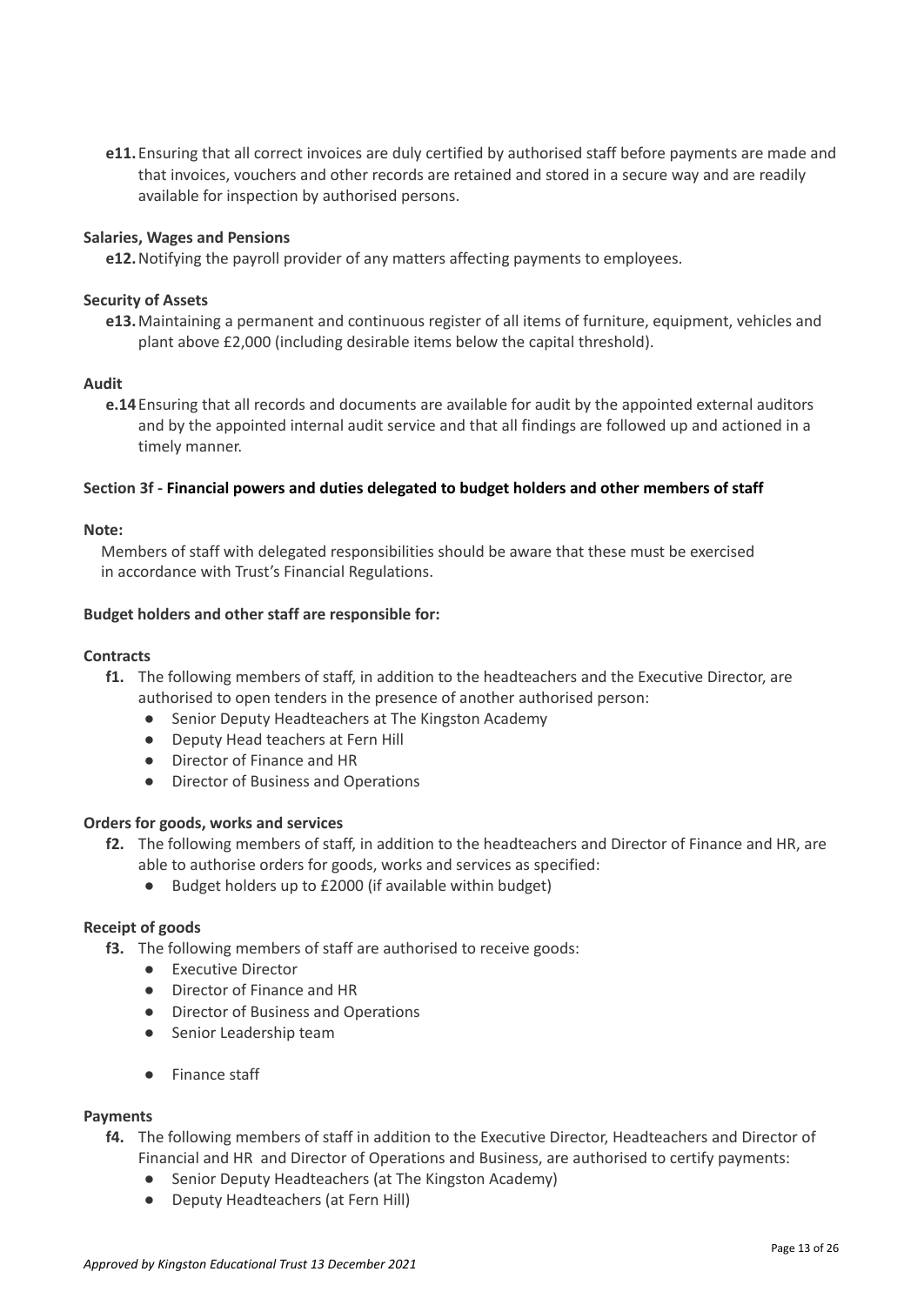**e11.** Ensuring that all correct invoices are duly certified by authorised staff before payments are made and that invoices, vouchers and other records are retained and stored in a secure way and are readily available for inspection by authorised persons.

**Salaries, Wages and Pensions**

**e12.** Notifying the payroll provider of any matters affecting payments to employees.

**Security of Assets**

**e13.** Maintaining a permanent and continuous register of all items of furniture, equipment, vehicles and plant above £2,000 (including desirable items below the capital threshold).

**Audit**

**e.14** Ensuring that all records and documents are available for audit by the appointed external auditors and by the appointed internal audit service and that all findings are followed up and actioned in a timely manner.

**Section 3f - Financial powers and duties delegated to budget holders and other members of staff**

**Note:**

Members of staff with delegated responsibilities should be aware that these must be exercised in accordance with Trust's Financial Regulations.

**Budget holders and other staff are responsible for:**

**Contracts**

**f1.** The following members of staff, in addition to the headteachers and the Executive Director, are authorised to open tenders in the presence of another authorised person:

- Senior Deputy Headteachers at The Kingston Academy
- Deputy Head teachers at Fern Hill
- Director of Finance and HR
- Director of Business and Operations

**Orders for goods, works and services**

**f2.** The following members of staff, in addition to the headteachers and Director of Finance and HR, are able to authorise orders for goods, works and services as specified:

- Budget holders up to £2000 (if available within budget)

**Receipt of goods**

**f3.** The following members of staff are authorised to receive goods:

- Executive Director
- Director of Finance and HR
- Director of Business and Operations
- Senior Leadership team
- Finance staff

**Payments**

**f4.** The following members of staff in addition to the Executive Director, Headteachers and Director of Financial and HR and Director of Operations and Business, are authorised to certify payments:

- Senior Deputy Headteachers (at The Kingston Academy)
- Deputy Headteachers (at Fern Hill)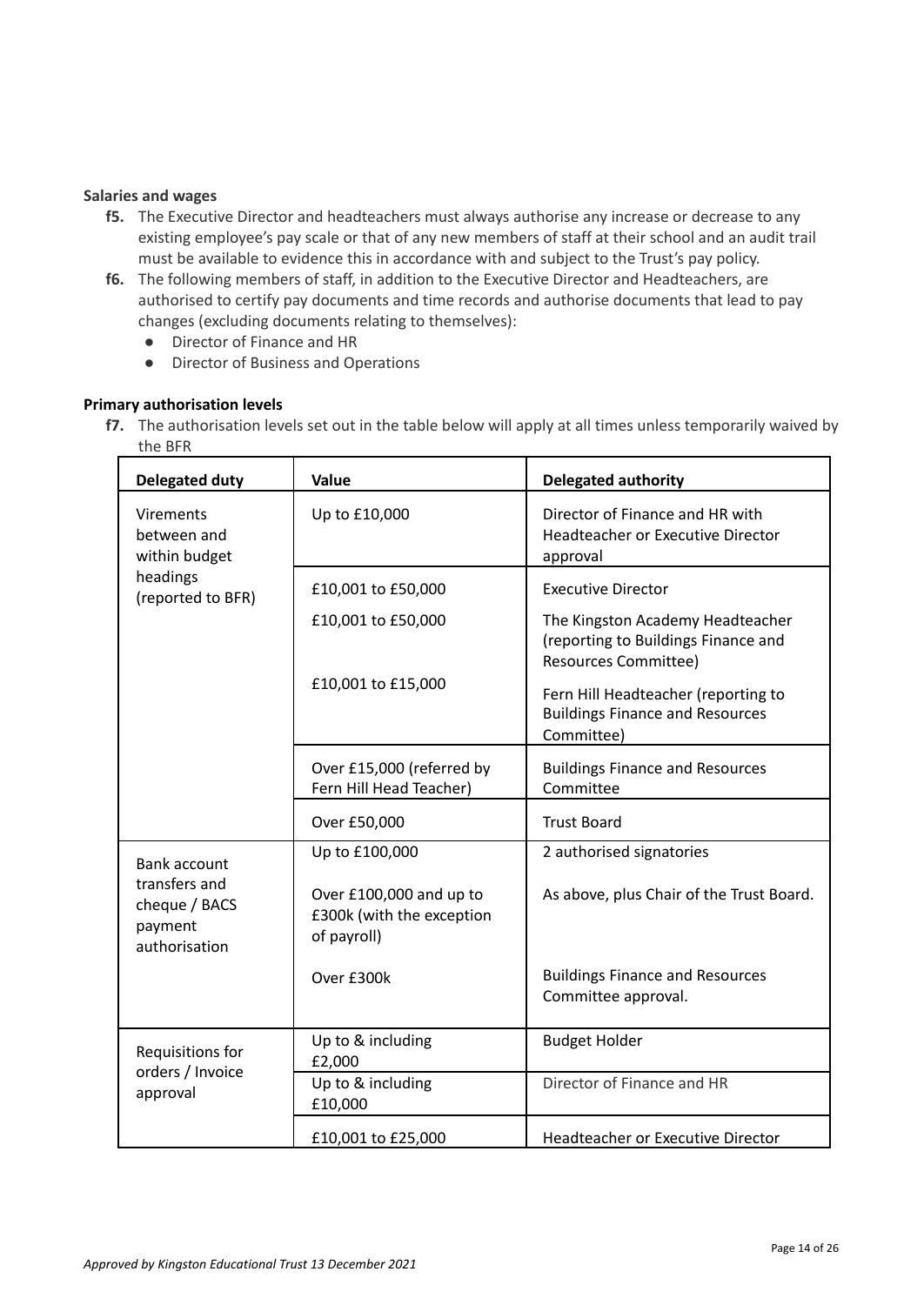**Salaries and wages**

**f5.** The Executive Director and headteachers must always authorise any increase or decrease to any existing employee's pay scale or that of any new members of staff at their school and an audit trail must be available to evidence this in accordance with and subject to the Trust's pay policy.

**f6.** The following members of staff, in addition to the Executive Director and Headteachers, are authorised to certify pay documents and time records and authorise documents that lead to pay changes (excluding documents relating to themselves):

- Director of Finance and HR
- Director of Business and Operations

**Primary authorisation levels**

**f7.** The authorisation levels set out in the table below will apply at all times unless temporarily waived by the BFR

| Delegated duty | Value | Delegated authority |
|---|---|---|
| Virements between and within budget headings (reported to BFR) | Up to £10,000 | Director of Finance and HR with Headteacher or Executive Director approval |
| | £10,001 to £50,000 | Executive Director |
| | £10,001 to £50,000 | The Kingston Academy Headteacher (reporting to Buildings Finance and Resources Committee) |
| | £10,001 to £15,000 | Fern Hill Headteacher (reporting to Buildings Finance and Resources Committee) |
| | Over £15,000 (referred by Fern Hill Head Teacher) | Buildings Finance and Resources Committee |
| | Over £50,000 | Trust Board |
| Bank account transfers and cheque / BACS payment authorisation | Up to £100,000 | 2 authorised signatories |
| | Over £100,000 and up to £300k (with the exception of payroll) | As above, plus Chair of the Trust Board. |
| | Over £300k | Buildings Finance and Resources Committee approval. |
| Requisitions for orders / Invoice approval | Up to & including £2,000 | Budget Holder |
| | Up to & including £10,000 | Director of Finance and HR |
| | £10,001 to £25,000 | Headteacher or Executive Director |

*Approved by Kingston Educational Trust 13 December 2021*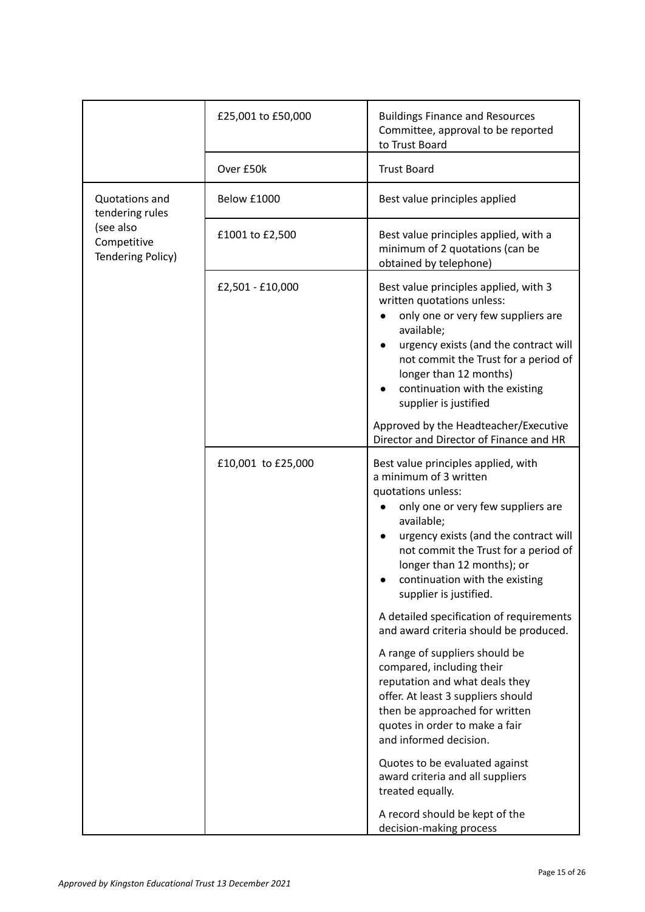| | | |
|---|---|---|
| | £25,001 to £50,000 | Buildings Finance and Resources Committee, approval to be reported to Trust Board |
| | Over £50k | Trust Board |
| Quotations and tendering rules (see also Competitive Tendering Policy) | Below £1000 | Best value principles applied |
| | £1001 to £2,500 | Best value principles applied, with a minimum of 2 quotations (can be obtained by telephone) |
| | £2,501 - £10,000 | Best value principles applied, with 3 written quotations unless:<br>• only one or very few suppliers are available;<br>• urgency exists (and the contract will not commit the Trust for a period of longer than 12 months)<br>• continuation with the existing supplier is justified<br><br>Approved by the Headteacher/Executive Director and Director of Finance and HR |
| | £10,001 to £25,000 | Best value principles applied, with a minimum of 3 written quotations unless:<br>• only one or very few suppliers are available;<br>• urgency exists (and the contract will not commit the Trust for a period of longer than 12 months); or<br>• continuation with the existing supplier is justified.<br><br>A detailed specification of requirements and award criteria should be produced.<br><br>A range of suppliers should be compared, including their reputation and what deals they offer. At least 3 suppliers should then be approached for written quotes in order to make a fair and informed decision.<br><br>Quotes to be evaluated against award criteria and all suppliers treated equally.<br><br>A record should be kept of the decision-making process |

*Approved by Kingston Educational Trust 13 December 2021*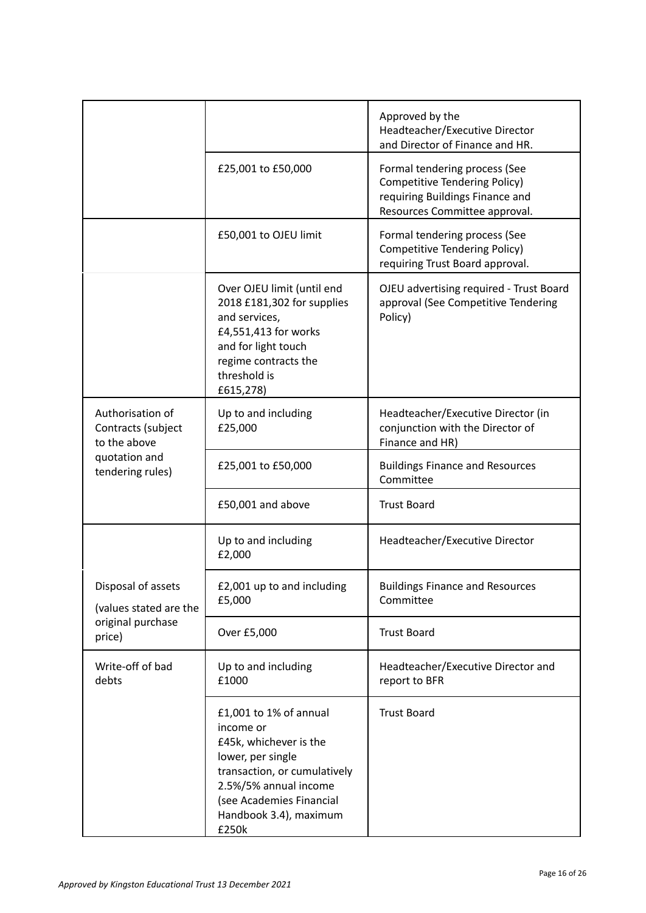| | | |
|---|---|---|
| | | Approved by the Headteacher/Executive Director and Director of Finance and HR. |
| | £25,001 to £50,000 | Formal tendering process (See Competitive Tendering Policy) requiring Buildings Finance and Resources Committee approval. |
| | £50,001 to OJEU limit | Formal tendering process (See Competitive Tendering Policy) requiring Trust Board approval. |
| | Over OJEU limit (until end 2018 £181,302 for supplies and services, £4,551,413 for works and for light touch regime contracts the threshold is £615,278) | OJEU advertising required - Trust Board approval (See Competitive Tendering Policy) |
| Authorisation of Contracts (subject to the above quotation and tendering rules) | Up to and including £25,000 | Headteacher/Executive Director (in conjunction with the Director of Finance and HR) |
| | £25,001 to £50,000 | Buildings Finance and Resources Committee |
| | £50,001 and above | Trust Board |
| Disposal of assets (values stated are the original purchase price) | Up to and including £2,000 | Headteacher/Executive Director |
| | £2,001 up to and including £5,000 | Buildings Finance and Resources Committee |
| | Over £5,000 | Trust Board |
| Write-off of bad debts | Up to and including £1000 | Headteacher/Executive Director and report to BFR |
| | £1,001 to 1% of annual income or £45k, whichever is the lower, per single transaction, or cumulatively 2.5%/5% annual income (see Academies Financial Handbook 3.4), maximum £250k | Trust Board |

*Approved by Kingston Educational Trust 13 December 2021*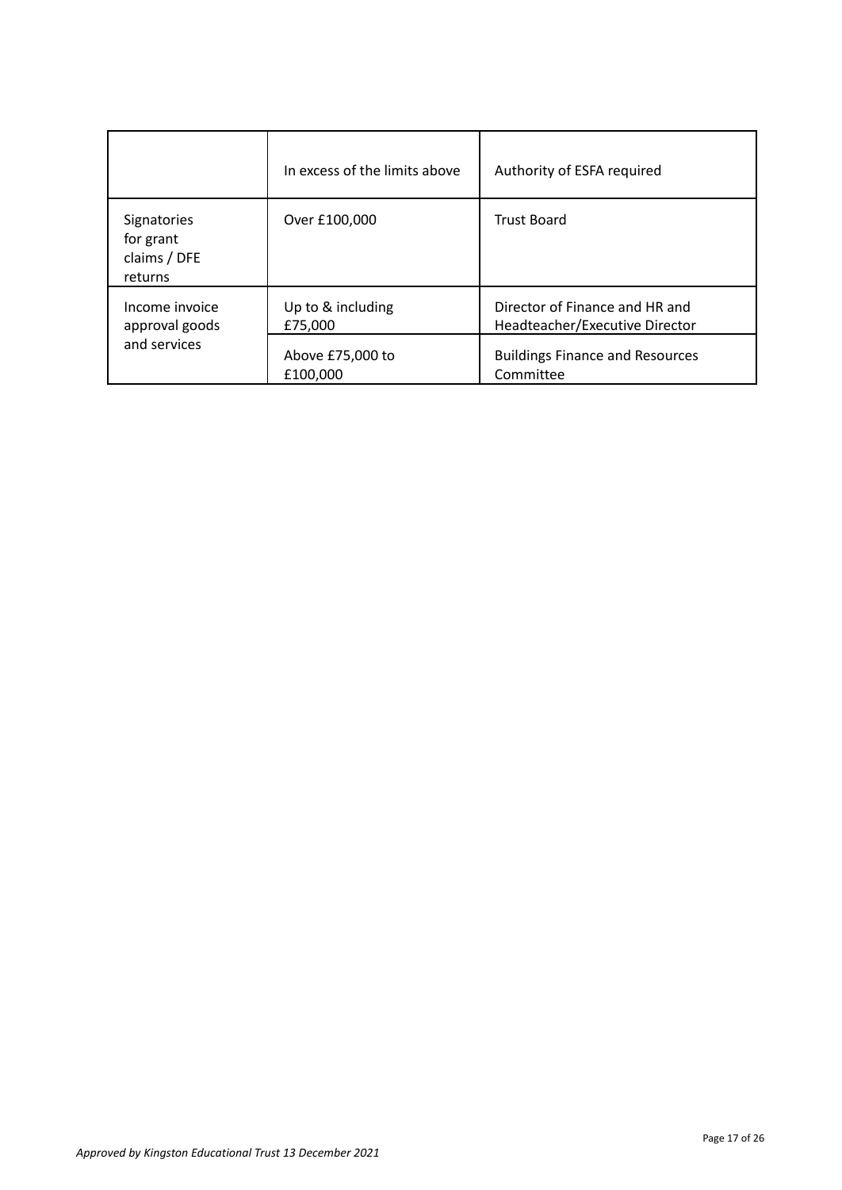| | | |
|---|---|---|
| | In excess of the limits above | Authority of ESFA required |
| Signatories for grant claims / DFE returns | Over £100,000 | Trust Board |
| Income invoice approval goods and services | Up to & including £75,000 | Director of Finance and HR and Headteacher/Executive Director |
| | Above £75,000 to £100,000 | Buildings Finance and Resources Committee |

*Approved by Kingston Educational Trust 13 December 2021*